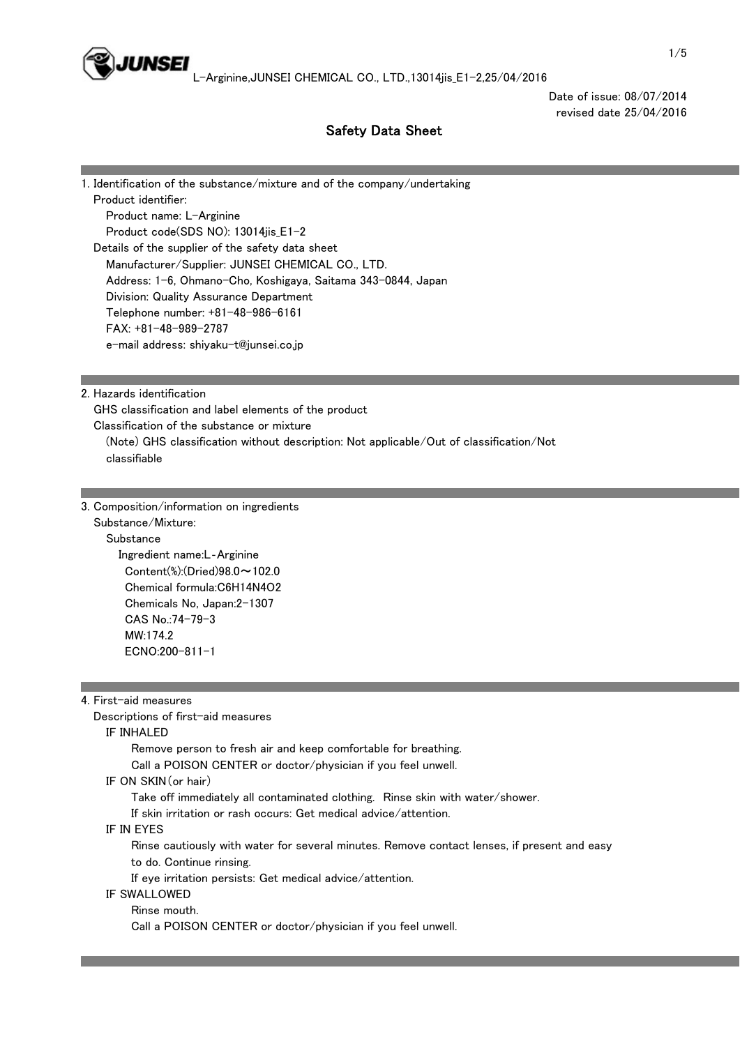Date of issue: 08/07/2014
revised date 25/04/2016

# Safety Data Sheet

## 1. Identification of the substance/mixture and of the company/undertaking

Product identifier:

Product name: L-Arginine

Product code(SDS NO): 13014jis_E1-2

Details of the supplier of the safety data sheet

Manufacturer/Supplier: JUNSEI CHEMICAL CO., LTD.

Address: 1-6, Ohmano-Cho, Koshigaya, Saitama 343-0844, Japan

Division: Quality Assurance Department

Telephone number: +81-48-986-6161

FAX: +81-48-989-2787

e-mail address: shiyaku-t@junsei.co.jp

## 2. Hazards identification

GHS classification and label elements of the product

Classification of the substance or mixture

(Note) GHS classification without description: Not applicable/Out of classification/Not classifiable

## 3. Composition/information on ingredients

Substance/Mixture:

Substance

Ingredient name:L-Arginine

Content(%):(Dried)98.0～102.0

Chemical formula:$C_6H_{14}N_4O_2$

Chemicals No, Japan:2-1307

CAS No.:74-79-3

MW:174.2

ECNO:200-811-1

## 4. First-aid measures

Descriptions of first-aid measures

IF INHALED

Remove person to fresh air and keep comfortable for breathing.

Call a POISON CENTER or doctor/physician if you feel unwell.

IF ON SKIN(or hair)

Take off immediately all contaminated clothing. Rinse skin with water/shower.

If skin irritation or rash occurs: Get medical advice/attention.

IF IN EYES

Rinse cautiously with water for several minutes. Remove contact lenses, if present and easy to do. Continue rinsing.

If eye irritation persists: Get medical advice/attention.

IF SWALLOWED

Rinse mouth.

Call a POISON CENTER or doctor/physician if you feel unwell.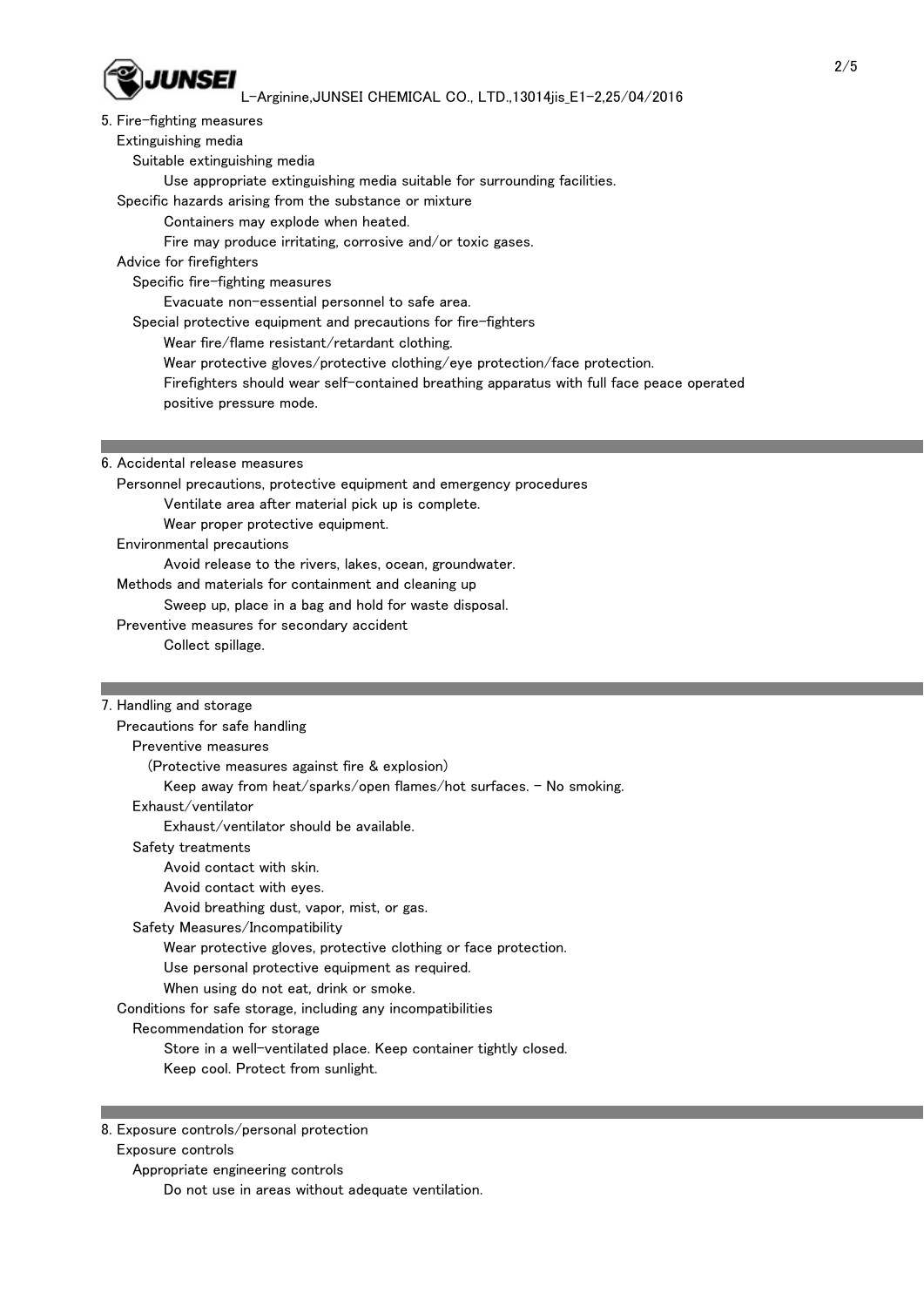## 5. Fire-fighting measures

### Extinguishing media

#### Suitable extinguishing media

Use appropriate extinguishing media suitable for surrounding facilities.

### Specific hazards arising from the substance or mixture

Containers may explode when heated.

Fire may produce irritating, corrosive and/or toxic gases.

### Advice for firefighters

#### Specific fire-fighting measures

Evacuate non-essential personnel to safe area.

#### Special protective equipment and precautions for fire-fighters

Wear fire/flame resistant/retardant clothing.

Wear protective gloves/protective clothing/eye protection/face protection.

Firefighters should wear self-contained breathing apparatus with full face peace operated positive pressure mode.

## 6. Accidental release measures

### Personnel precautions, protective equipment and emergency procedures

Ventilate area after material pick up is complete.

Wear proper protective equipment.

### Environmental precautions

Avoid release to the rivers, lakes, ocean, groundwater.

### Methods and materials for containment and cleaning up

Sweep up, place in a bag and hold for waste disposal.

### Preventive measures for secondary accident

Collect spillage.

## 7. Handling and storage

### Precautions for safe handling

#### Preventive measures

(Protective measures against fire & explosion)

Keep away from heat/sparks/open flames/hot surfaces. - No smoking.

#### Exhaust/ventilator

Exhaust/ventilator should be available.

#### Safety treatments

Avoid contact with skin.

Avoid contact with eyes.

Avoid breathing dust, vapor, mist, or gas.

#### Safety Measures/Incompatibility

Wear protective gloves, protective clothing or face protection.

Use personal protective equipment as required.

When using do not eat, drink or smoke.

### Conditions for safe storage, including any incompatibilities

#### Recommendation for storage

Store in a well-ventilated place. Keep container tightly closed.

Keep cool. Protect from sunlight.

## 8. Exposure controls/personal protection

### Exposure controls

#### Appropriate engineering controls

Do not use in areas without adequate ventilation.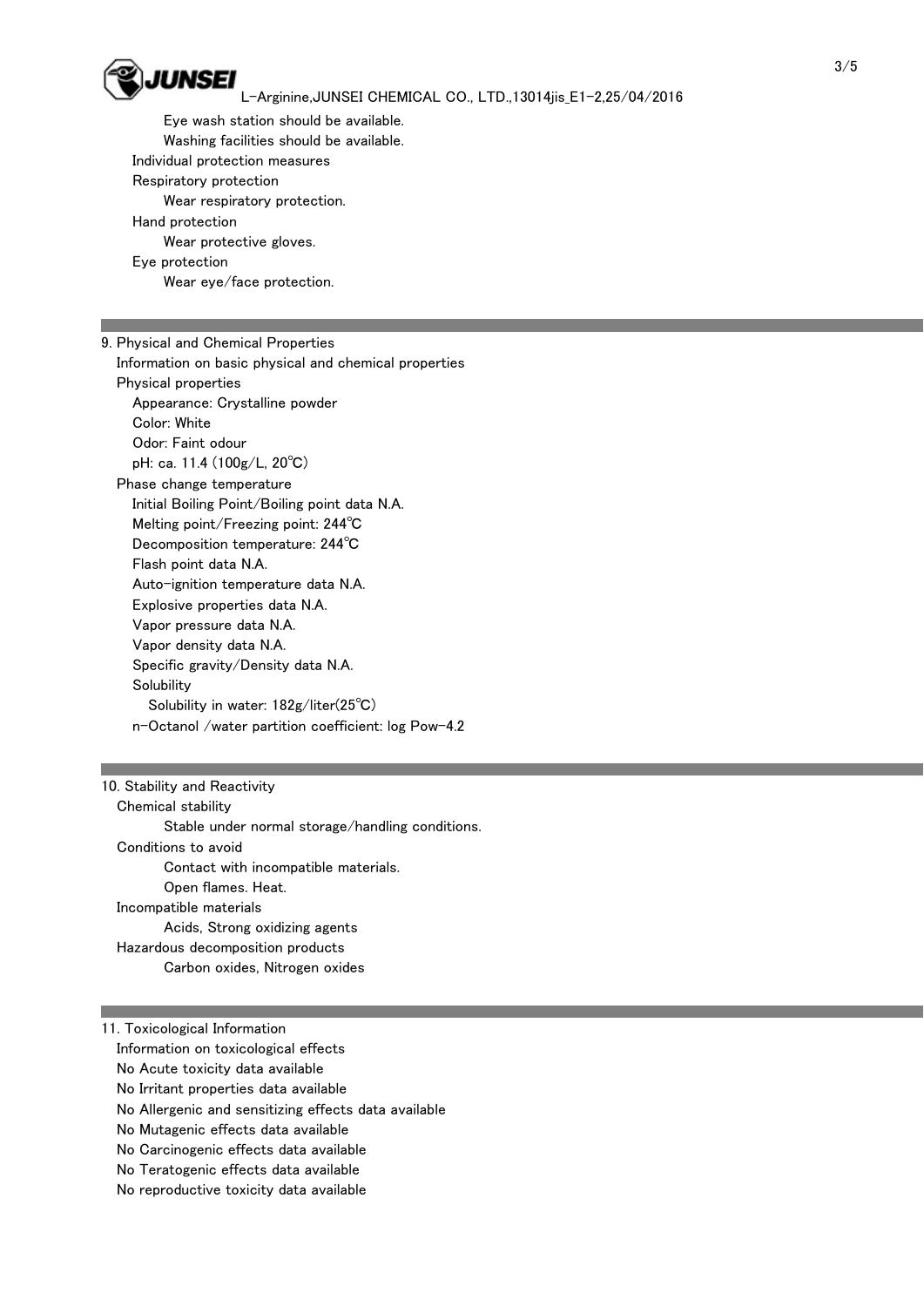Eye wash station should be available.
Washing facilities should be available.

Individual protection measures

Respiratory protection
Wear respiratory protection.

Hand protection
Wear protective gloves.

Eye protection
Wear eye/face protection.

## 9. Physical and Chemical Properties

Information on basic physical and chemical properties

Physical properties

- Appearance: Crystalline powder
- Color: White
- Odor: Faint odour
- pH: ca. 11.4 (100g/L, 20℃)

Phase change temperature

- Initial Boiling Point/Boiling point data N.A.
- Melting point/Freezing point: 244℃
- Decomposition temperature: 244℃
- Flash point data N.A.
- Auto-ignition temperature data N.A.
- Explosive properties data N.A.
- Vapor pressure data N.A.
- Vapor density data N.A.
- Specific gravity/Density data N.A.
- Solubility
  - Solubility in water: 182g/liter(25℃)
- n-Octanol /water partition coefficient: log Pow-4.2

## 10. Stability and Reactivity

Chemical stability
Stable under normal storage/handling conditions.

Conditions to avoid
Contact with incompatible materials.
Open flames. Heat.

Incompatible materials
Acids, Strong oxidizing agents

Hazardous decomposition products
Carbon oxides, Nitrogen oxides

## 11. Toxicological Information

Information on toxicological effects

No Acute toxicity data available
No Irritant properties data available
No Allergenic and sensitizing effects data available
No Mutagenic effects data available
No Carcinogenic effects data available
No Teratogenic effects data available
No reproductive toxicity data available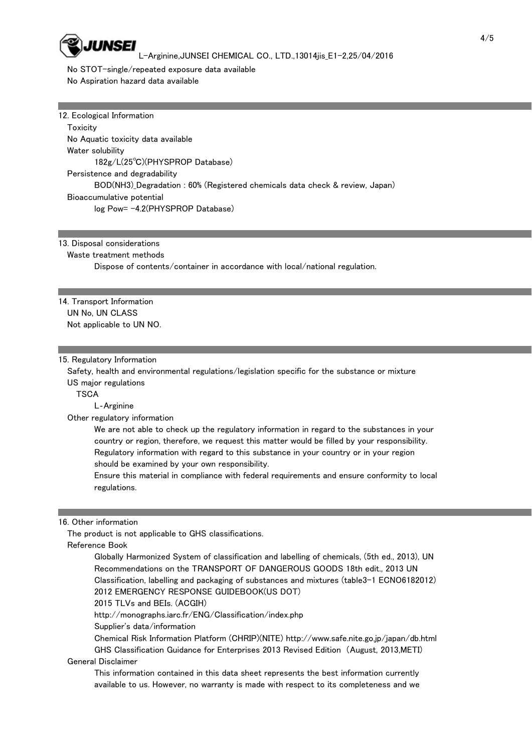No STOT-single/repeated exposure data available

No Aspiration hazard data available

## 12. Ecological Information

Toxicity

No Aquatic toxicity data available

Water solubility

182g/L(25℃)(PHYSPROP Database)

Persistence and degradability

BOD($NH_3$)_Degradation : 60% (Registered chemicals data check & review, Japan)

Bioaccumulative potential

log Pow= -4.2(PHYSPROP Database)

## 13. Disposal considerations

Waste treatment methods

Dispose of contents/container in accordance with local/national regulation.

## 14. Transport Information

UN No, UN CLASS

Not applicable to UN NO.

## 15. Regulatory Information

Safety, health and environmental regulations/legislation specific for the substance or mixture

US major regulations

TSCA

L-Arginine

Other regulatory information

We are not able to check up the regulatory information in regard to the substances in your country or region, therefore, we request this matter would be filled by your responsibility. Regulatory information with regard to this substance in your country or in your region should be examined by your own responsibility.

Ensure this material in compliance with federal requirements and ensure conformity to local regulations.

## 16. Other information

The product is not applicable to GHS classifications.

Reference Book

Globally Harmonized System of classification and labelling of chemicals, (5th ed., 2013), UN Recommendations on the TRANSPORT OF DANGEROUS GOODS 18th edit., 2013 UN Classification, labelling and packaging of substances and mixtures (table3-1 ECNO6182012)

2012 EMERGENCY RESPONSE GUIDEBOOK(US DOT)

2015 TLVs and BEIs. (ACGIH)

http://monographs.iarc.fr/ENG/Classification/index.php

Supplier's data/information

Chemical Risk Information Platform (CHRIP)(NITE) http://www.safe.nite.go.jp/japan/db.html

GHS Classification Guidance for Enterprises 2013 Revised Edition (August, 2013,METI)

General Disclaimer

This information contained in this data sheet represents the best information currently available to us. However, no warranty is made with respect to its completeness and we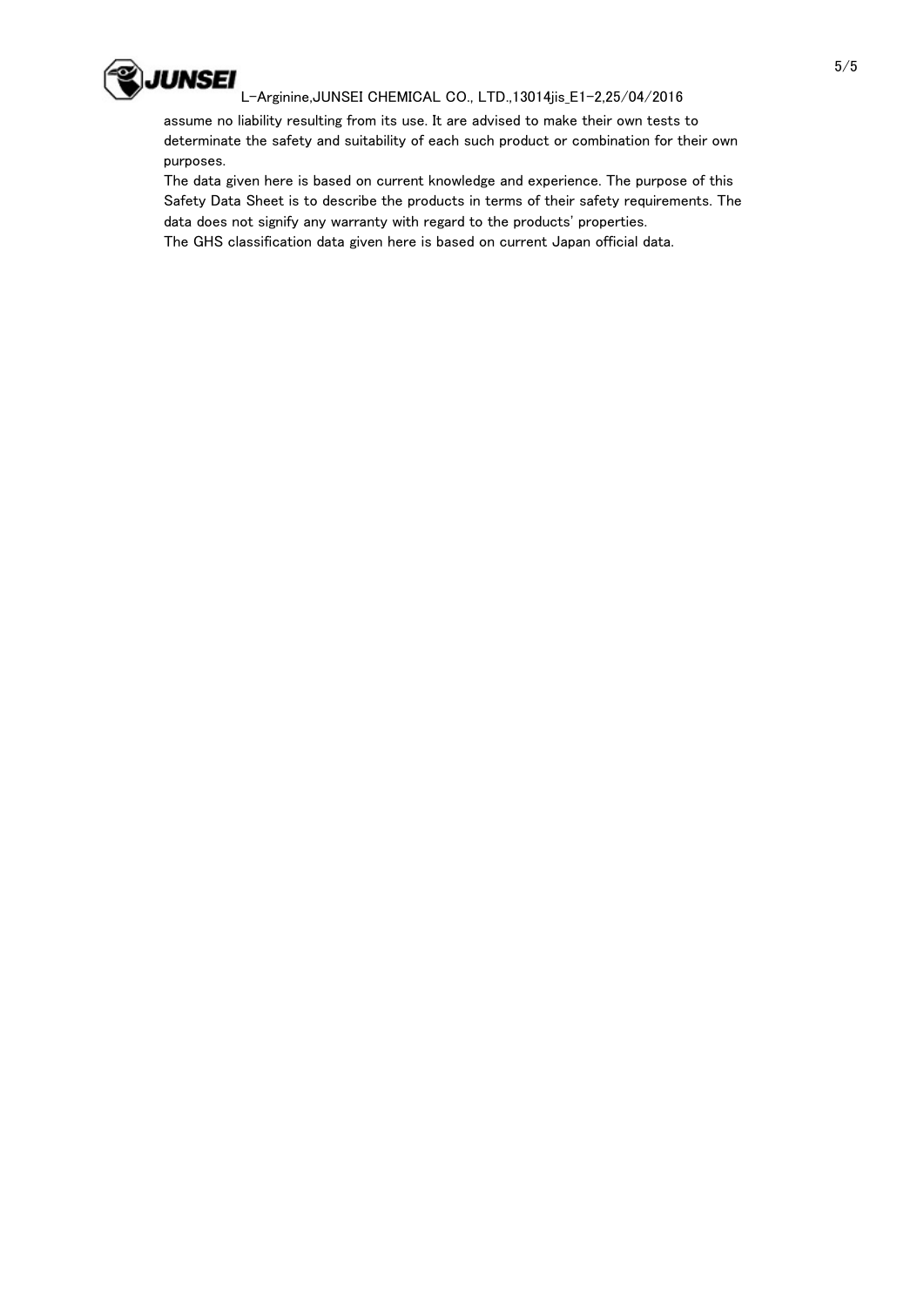assume no liability resulting from its use. It are advised to make their own tests to determinate the safety and suitability of each such product or combination for their own purposes.

The data given here is based on current knowledge and experience. The purpose of this Safety Data Sheet is to describe the products in terms of their safety requirements. The data does not signify any warranty with regard to the products' properties.

The GHS classification data given here is based on current Japan official data.